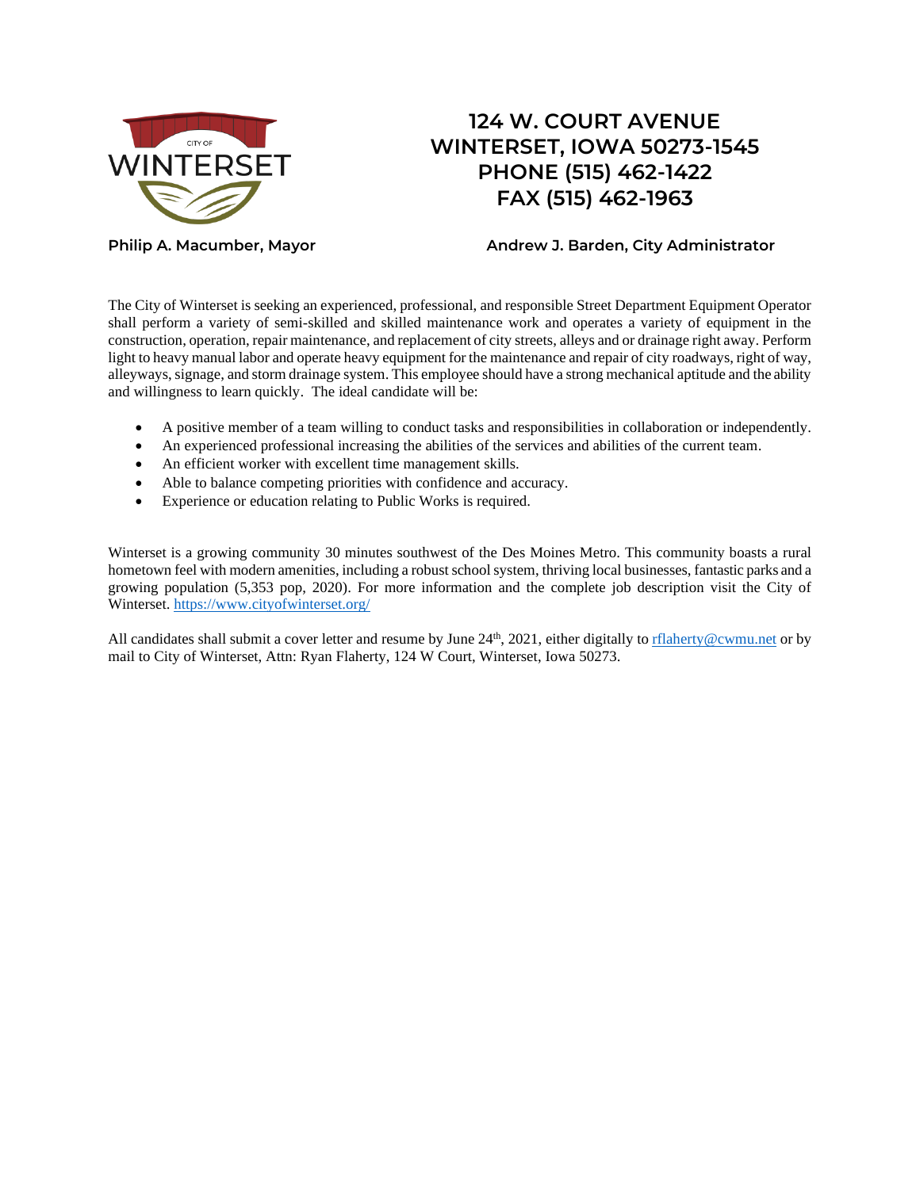CITY OF WINTERSET

**124 W. COURT AVENUE**
**WINTERSET, IOWA 50273-1545**
**PHONE (515) 462-1422**
**FAX (515) 462-1963**

**Philip A. Macumber, Mayor** **Andrew J. Barden, City Administrator**

The City of Winterset is seeking an experienced, professional, and responsible Street Department Equipment Operator shall perform a variety of semi-skilled and skilled maintenance work and operates a variety of equipment in the construction, operation, repair maintenance, and replacement of city streets, alleys and or drainage right away. Perform light to heavy manual labor and operate heavy equipment for the maintenance and repair of city roadways, right of way, alleyways, signage, and storm drainage system. This employee should have a strong mechanical aptitude and the ability and willingness to learn quickly. The ideal candidate will be:

- A positive member of a team willing to conduct tasks and responsibilities in collaboration or independently.
- An experienced professional increasing the abilities of the services and abilities of the current team.
- An efficient worker with excellent time management skills.
- Able to balance competing priorities with confidence and accuracy.
- Experience or education relating to Public Works is required.

Winterset is a growing community 30 minutes southwest of the Des Moines Metro. This community boasts a rural hometown feel with modern amenities, including a robust school system, thriving local businesses, fantastic parks and a growing population (5,353 pop, 2020). For more information and the complete job description visit the City of Winterset. https://www.cityofwinterset.org/

All candidates shall submit a cover letter and resume by June 24th, 2021, either digitally to rflaherty@cwmu.net or by mail to City of Winterset, Attn: Ryan Flaherty, 124 W Court, Winterset, Iowa 50273.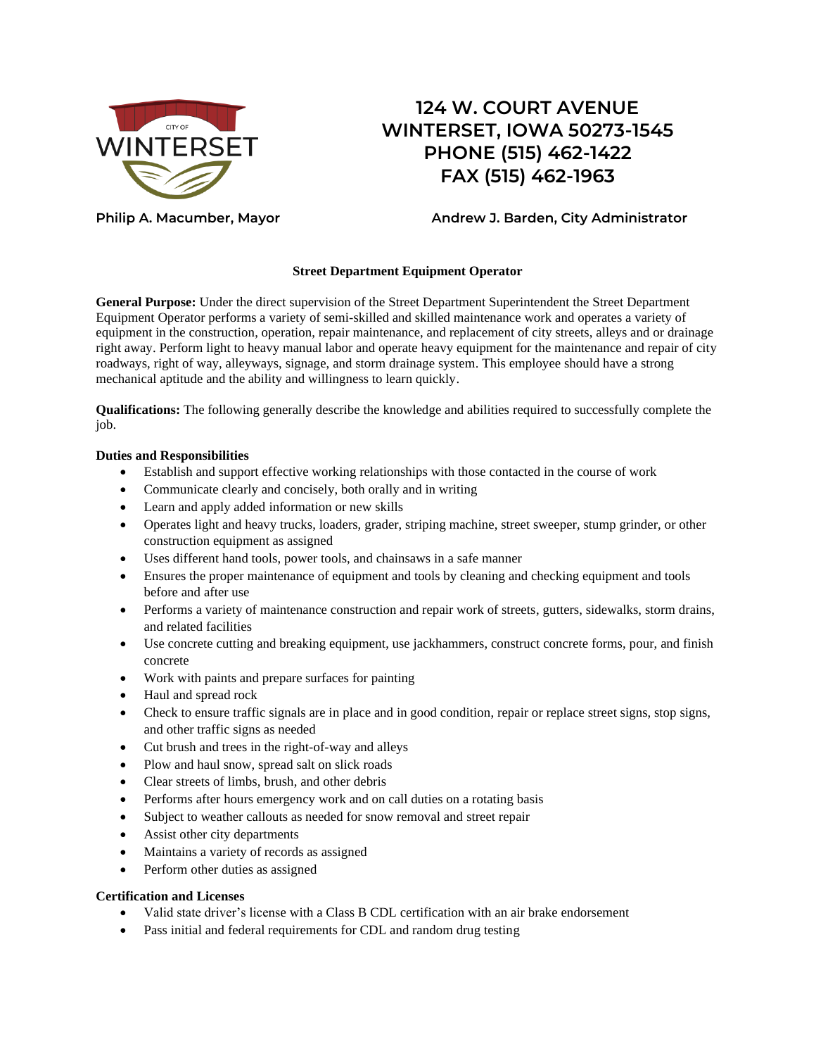**124 W. COURT AVENUE**
**WINTERSET, IOWA 50273-1545**
**PHONE (515) 462-1422**
**FAX (515) 462-1963**

**Philip A. Macumber, Mayor** **Andrew J. Barden, City Administrator**

## Street Department Equipment Operator

**General Purpose:** Under the direct supervision of the Street Department Superintendent the Street Department Equipment Operator performs a variety of semi-skilled and skilled maintenance work and operates a variety of equipment in the construction, operation, repair maintenance, and replacement of city streets, alleys and or drainage right away. Perform light to heavy manual labor and operate heavy equipment for the maintenance and repair of city roadways, right of way, alleyways, signage, and storm drainage system. This employee should have a strong mechanical aptitude and the ability and willingness to learn quickly.

**Qualifications:** The following generally describe the knowledge and abilities required to successfully complete the job.

### Duties and Responsibilities

- Establish and support effective working relationships with those contacted in the course of work
- Communicate clearly and concisely, both orally and in writing
- Learn and apply added information or new skills
- Operates light and heavy trucks, loaders, grader, striping machine, street sweeper, stump grinder, or other construction equipment as assigned
- Uses different hand tools, power tools, and chainsaws in a safe manner
- Ensures the proper maintenance of equipment and tools by cleaning and checking equipment and tools before and after use
- Performs a variety of maintenance construction and repair work of streets, gutters, sidewalks, storm drains, and related facilities
- Use concrete cutting and breaking equipment, use jackhammers, construct concrete forms, pour, and finish concrete
- Work with paints and prepare surfaces for painting
- Haul and spread rock
- Check to ensure traffic signals are in place and in good condition, repair or replace street signs, stop signs, and other traffic signs as needed
- Cut brush and trees in the right-of-way and alleys
- Plow and haul snow, spread salt on slick roads
- Clear streets of limbs, brush, and other debris
- Performs after hours emergency work and on call duties on a rotating basis
- Subject to weather callouts as needed for snow removal and street repair
- Assist other city departments
- Maintains a variety of records as assigned
- Perform other duties as assigned

### Certification and Licenses

- Valid state driver's license with a Class B CDL certification with an air brake endorsement
- Pass initial and federal requirements for CDL and random drug testing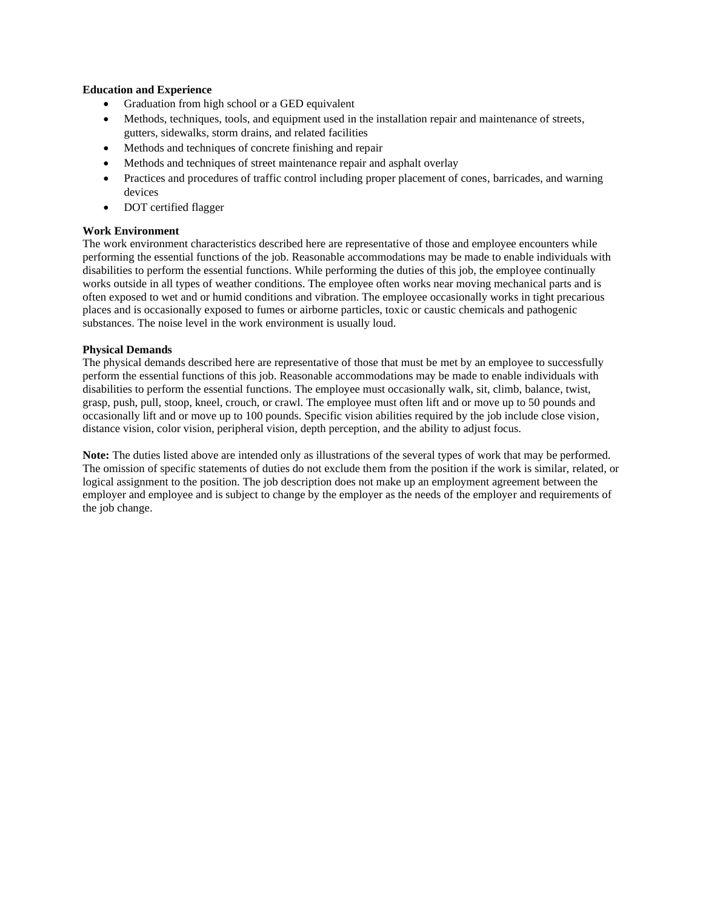**Education and Experience**

- Graduation from high school or a GED equivalent
- Methods, techniques, tools, and equipment used in the installation repair and maintenance of streets, gutters, sidewalks, storm drains, and related facilities
- Methods and techniques of concrete finishing and repair
- Methods and techniques of street maintenance repair and asphalt overlay
- Practices and procedures of traffic control including proper placement of cones, barricades, and warning devices
- DOT certified flagger

**Work Environment**

The work environment characteristics described here are representative of those and employee encounters while performing the essential functions of the job. Reasonable accommodations may be made to enable individuals with disabilities to perform the essential functions. While performing the duties of this job, the employee continually works outside in all types of weather conditions. The employee often works near moving mechanical parts and is often exposed to wet and or humid conditions and vibration. The employee occasionally works in tight precarious places and is occasionally exposed to fumes or airborne particles, toxic or caustic chemicals and pathogenic substances. The noise level in the work environment is usually loud.

**Physical Demands**

The physical demands described here are representative of those that must be met by an employee to successfully perform the essential functions of this job. Reasonable accommodations may be made to enable individuals with disabilities to perform the essential functions. The employee must occasionally walk, sit, climb, balance, twist, grasp, push, pull, stoop, kneel, crouch, or crawl. The employee must often lift and or move up to 50 pounds and occasionally lift and or move up to 100 pounds. Specific vision abilities required by the job include close vision, distance vision, color vision, peripheral vision, depth perception, and the ability to adjust focus.

**Note:** The duties listed above are intended only as illustrations of the several types of work that may be performed. The omission of specific statements of duties do not exclude them from the position if the work is similar, related, or logical assignment to the position. The job description does not make up an employment agreement between the employer and employee and is subject to change by the employer as the needs of the employer and requirements of the job change.